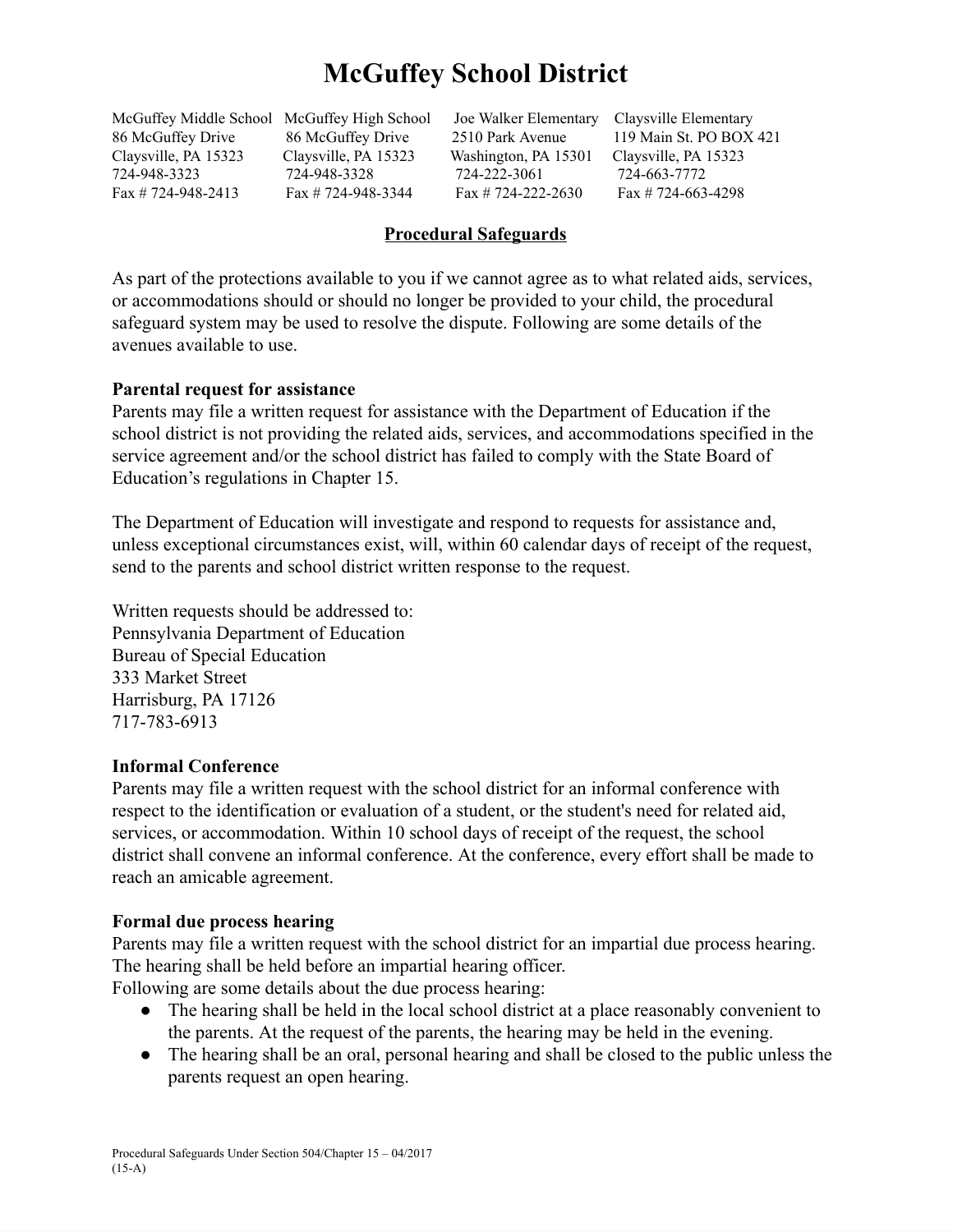# McGuffey School District

| McGuffey Middle School | McGuffey High School | Joe Walker Elementary | Claysville Elementary |
|---|---|---|---|
| 86 McGuffey Drive | 86 McGuffey Drive | 2510 Park Avenue | 119 Main St. PO BOX 421 |
| Claysville, PA 15323 | Claysville, PA 15323 | Washington, PA 15301 | Claysville, PA 15323 |
| 724-948-3323 | 724-948-3328 | 724-222-3061 | 724-663-7772 |
| Fax # 724-948-2413 | Fax # 724-948-3344 | Fax # 724-222-2630 | Fax # 724-663-4298 |

## Procedural Safeguards

As part of the protections available to you if we cannot agree as to what related aids, services, or accommodations should or should no longer be provided to your child, the procedural safeguard system may be used to resolve the dispute. Following are some details of the avenues available to use.

**Parental request for assistance**

Parents may file a written request for assistance with the Department of Education if the school district is not providing the related aids, services, and accommodations specified in the service agreement and/or the school district has failed to comply with the State Board of Education's regulations in Chapter 15.

The Department of Education will investigate and respond to requests for assistance and, unless exceptional circumstances exist, will, within 60 calendar days of receipt of the request, send to the parents and school district written response to the request.

Written requests should be addressed to:
Pennsylvania Department of Education
Bureau of Special Education
333 Market Street
Harrisburg, PA 17126
717-783-6913

**Informal Conference**

Parents may file a written request with the school district for an informal conference with respect to the identification or evaluation of a student, or the student's need for related aid, services, or accommodation. Within 10 school days of receipt of the request, the school district shall convene an informal conference. At the conference, every effort shall be made to reach an amicable agreement.

**Formal due process hearing**

Parents may file a written request with the school district for an impartial due process hearing. The hearing shall be held before an impartial hearing officer.
Following are some details about the due process hearing:

- The hearing shall be held in the local school district at a place reasonably convenient to the parents. At the request of the parents, the hearing may be held in the evening.
- The hearing shall be an oral, personal hearing and shall be closed to the public unless the parents request an open hearing.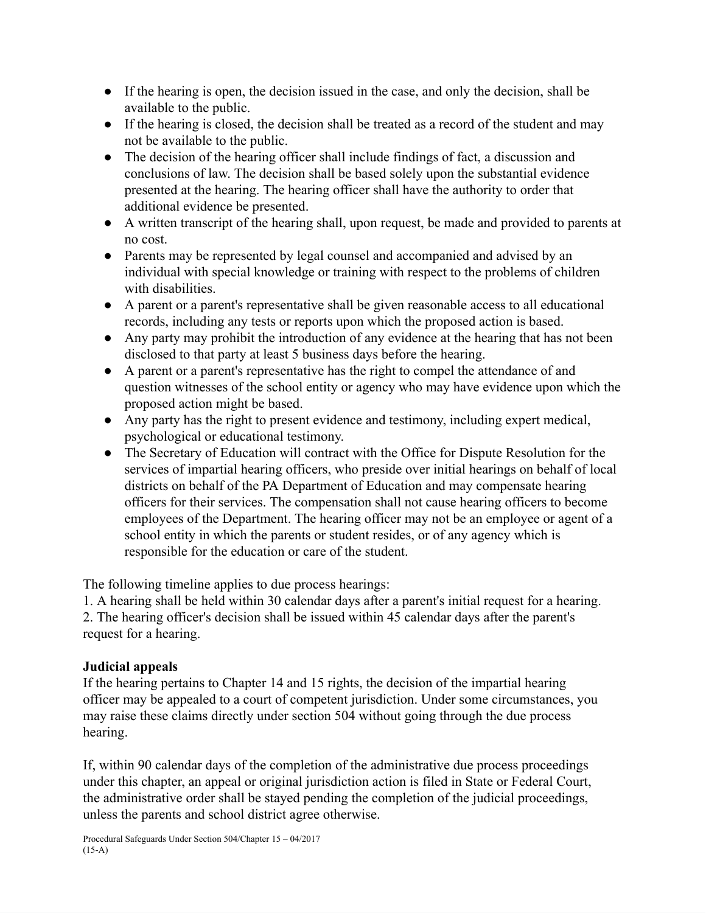- If the hearing is open, the decision issued in the case, and only the decision, shall be available to the public.
- If the hearing is closed, the decision shall be treated as a record of the student and may not be available to the public.
- The decision of the hearing officer shall include findings of fact, a discussion and conclusions of law. The decision shall be based solely upon the substantial evidence presented at the hearing. The hearing officer shall have the authority to order that additional evidence be presented.
- A written transcript of the hearing shall, upon request, be made and provided to parents at no cost.
- Parents may be represented by legal counsel and accompanied and advised by an individual with special knowledge or training with respect to the problems of children with disabilities.
- A parent or a parent's representative shall be given reasonable access to all educational records, including any tests or reports upon which the proposed action is based.
- Any party may prohibit the introduction of any evidence at the hearing that has not been disclosed to that party at least 5 business days before the hearing.
- A parent or a parent's representative has the right to compel the attendance of and question witnesses of the school entity or agency who may have evidence upon which the proposed action might be based.
- Any party has the right to present evidence and testimony, including expert medical, psychological or educational testimony.
- The Secretary of Education will contract with the Office for Dispute Resolution for the services of impartial hearing officers, who preside over initial hearings on behalf of local districts on behalf of the PA Department of Education and may compensate hearing officers for their services. The compensation shall not cause hearing officers to become employees of the Department. The hearing officer may not be an employee or agent of a school entity in which the parents or student resides, or of any agency which is responsible for the education or care of the student.

The following timeline applies to due process hearings:
1. A hearing shall be held within 30 calendar days after a parent's initial request for a hearing.
2. The hearing officer's decision shall be issued within 45 calendar days after the parent's request for a hearing.

**Judicial appeals**

If the hearing pertains to Chapter 14 and 15 rights, the decision of the impartial hearing officer may be appealed to a court of competent jurisdiction. Under some circumstances, you may raise these claims directly under section 504 without going through the due process hearing.

If, within 90 calendar days of the completion of the administrative due process proceedings under this chapter, an appeal or original jurisdiction action is filed in State or Federal Court, the administrative order shall be stayed pending the completion of the judicial proceedings, unless the parents and school district agree otherwise.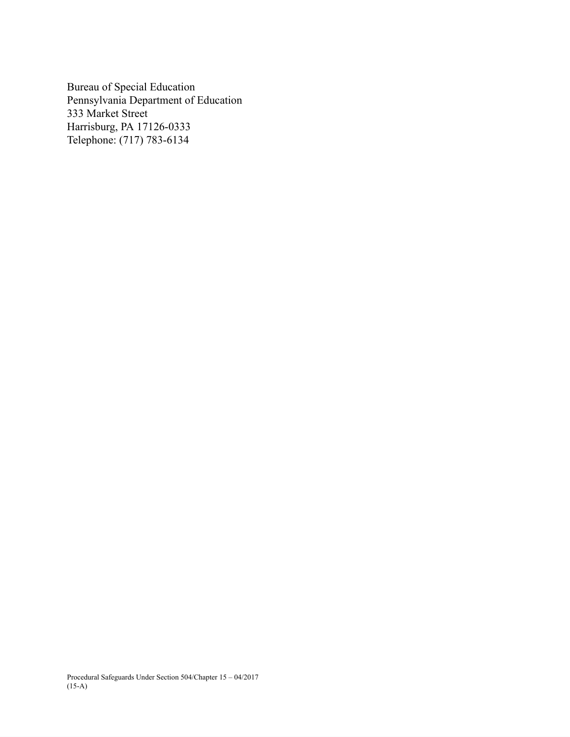Bureau of Special Education
Pennsylvania Department of Education
333 Market Street
Harrisburg, PA 17126-0333
Telephone: (717) 783-6134